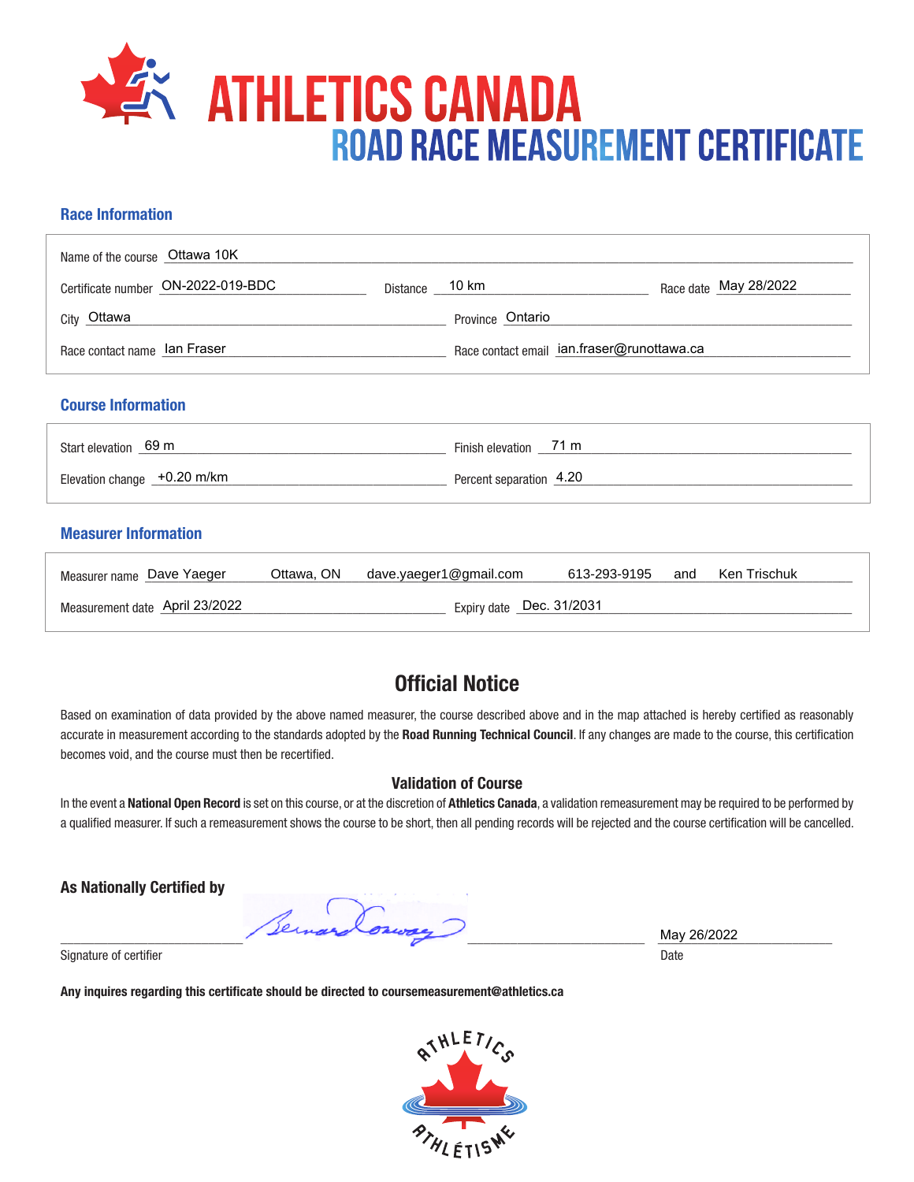# ATHLETICS CANADA

## ROAD RACE MEASUREMENT CERTIFICATE

### Race Information

Name of the course: Ottawa 10K

Certificate number: ON-2022-019-BDC | Distance: 10 km | Race date: May 28/2022

City: Ottawa | Province: Ontario

Race contact name: Ian Fraser | Race contact email: ian.fraser@runottawa.ca

### Course Information

Start elevation: 69 m | Finish elevation: 71 m

Elevation change: +0.20 m/km | Percent separation: 4.20

### Measurer Information

Measurer name: Dave Yaeger Ottawa, ON dave.yaeger1@gmail.com 613-293-9195 and Ken Trischuk

Measurement date: April 23/2022 | Expiry date: Dec. 31/2031

## Official Notice

Based on examination of data provided by the above named measurer, the course described above and in the map attached is hereby certified as reasonably accurate in measurement according to the standards adopted by the **Road Running Technical Council**. If any changes are made to the course, this certification becomes void, and the course must then be recertified.

### Validation of Course

In the event a **National Open Record** is set on this course, or at the discretion of **Athletics Canada**, a validation remeasurement may be required to be performed by a qualified measurer. If such a remeasurement shows the course to be short, then all pending records will be rejected and the course certification will be cancelled.

**As Nationally Certified by**

Bernard Conway

Signature of certifier

May 26/2022

Date

**Any inquires regarding this certificate should be directed to coursemeasurement@athletics.ca**

ATHLETICS ATHLÉTISME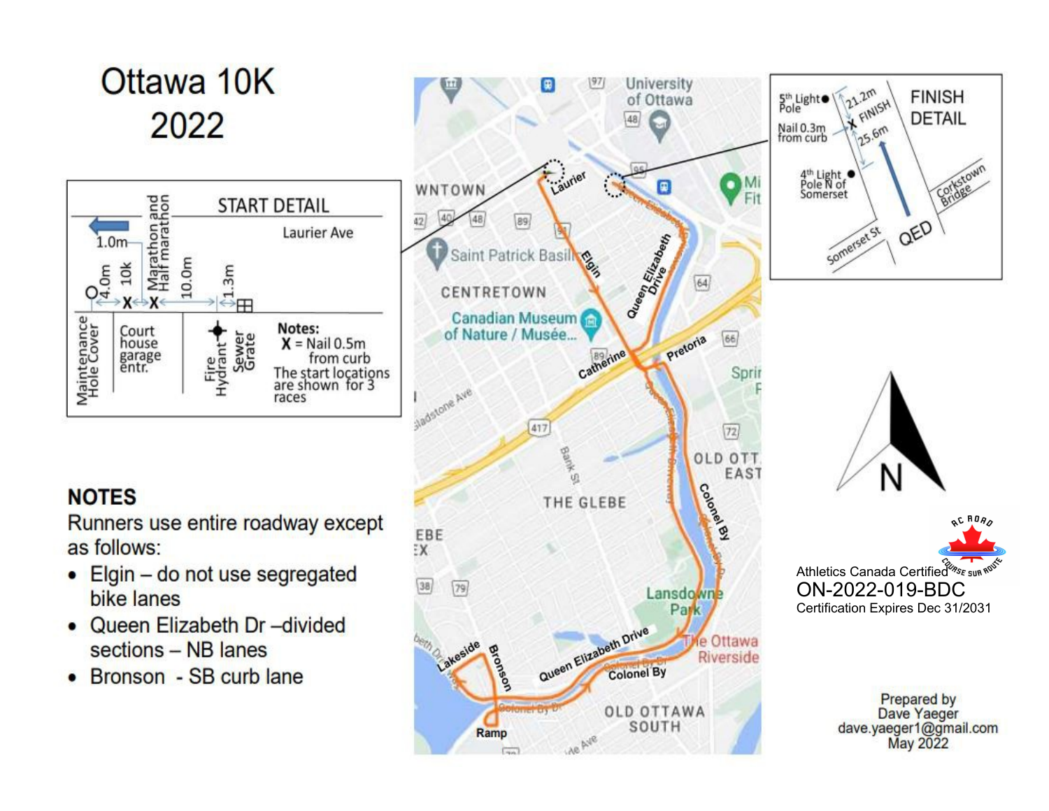# Ottawa 10K 2022

## START DETAIL

Laurier Ave

1.0m

4.0m

10k

Marathon and Half marathon

10.0m

1.3m

Maintenance Hole Cover

Court house garage entr.

Fire Hydrant

Sewer Grate

**Notes:**
X = Nail 0.5m from curb
The start locations are shown for 3 races

## NOTES

Runners use entire roadway except as follows:

- Elgin – do not use segregated bike lanes
- Queen Elizabeth Dr –divided sections – NB lanes
- Bronson - SB curb lane

## FINISH DETAIL

5th Light Pole

Nail 0.3m from curb

21.2m

FINISH

25.6m

4th Light Pole N of Somerset

Somerset St

QED

Corkstown Bridge

N

Athletics Canada Certified

ON-2022-019-BDC

Certification Expires Dec 31/2031

Prepared by
Dave Yaeger
dave.yaeger1@gmail.com
May 2022